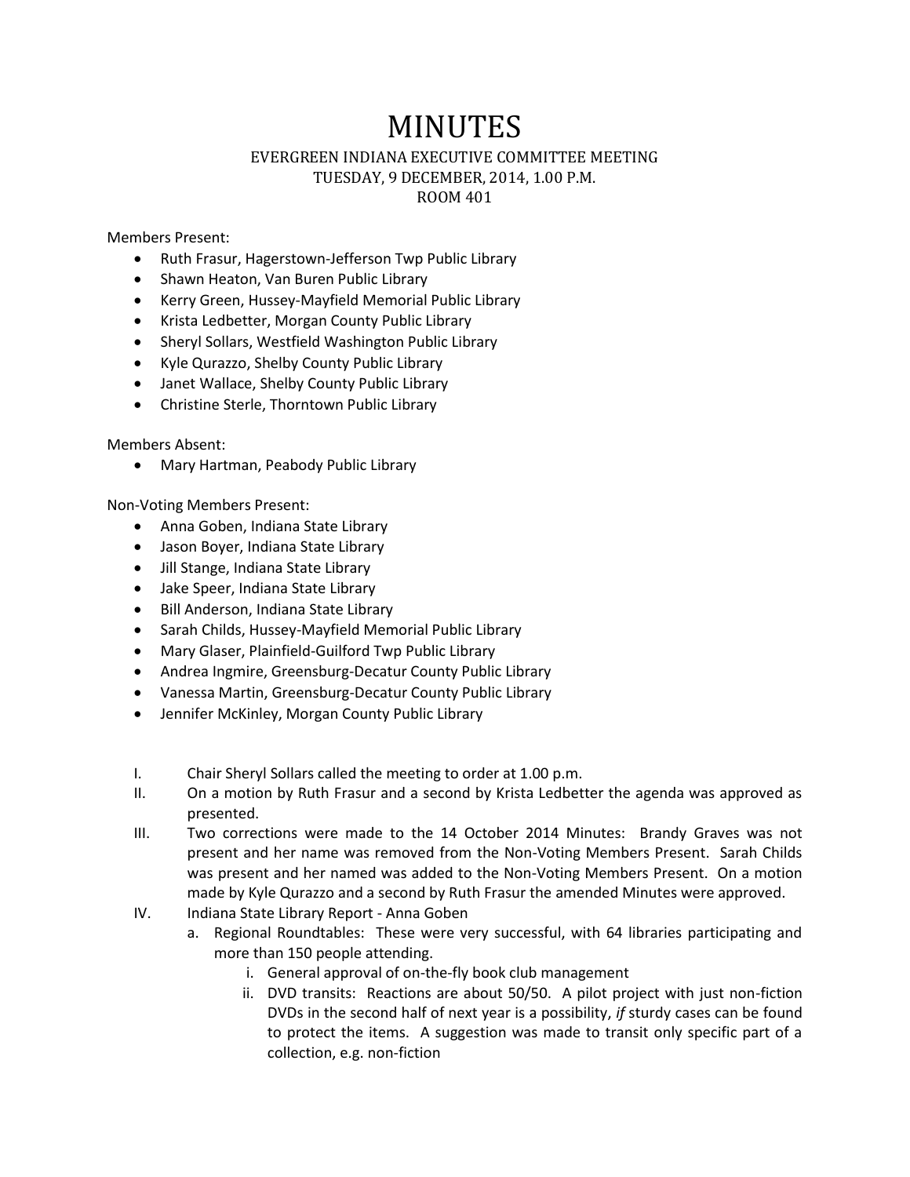# MINUTES

EVERGREEN INDIANA EXECUTIVE COMMITTEE MEETING
TUESDAY, 9 DECEMBER, 2014, 1.00 P.M.
ROOM 401

Members Present:

- Ruth Frasur, Hagerstown-Jefferson Twp Public Library
- Shawn Heaton, Van Buren Public Library
- Kerry Green, Hussey-Mayfield Memorial Public Library
- Krista Ledbetter, Morgan County Public Library
- Sheryl Sollars, Westfield Washington Public Library
- Kyle Qurazzo, Shelby County Public Library
- Janet Wallace, Shelby County Public Library
- Christine Sterle, Thorntown Public Library

Members Absent:

- Mary Hartman, Peabody Public Library

Non-Voting Members Present:

- Anna Goben, Indiana State Library
- Jason Boyer, Indiana State Library
- Jill Stange, Indiana State Library
- Jake Speer, Indiana State Library
- Bill Anderson, Indiana State Library
- Sarah Childs, Hussey-Mayfield Memorial Public Library
- Mary Glaser, Plainfield-Guilford Twp Public Library
- Andrea Ingmire, Greensburg-Decatur County Public Library
- Vanessa Martin, Greensburg-Decatur County Public Library
- Jennifer McKinley, Morgan County Public Library

I. Chair Sheryl Sollars called the meeting to order at 1.00 p.m.

II. On a motion by Ruth Frasur and a second by Krista Ledbetter the agenda was approved as presented.

III. Two corrections were made to the 14 October 2014 Minutes: Brandy Graves was not present and her name was removed from the Non-Voting Members Present. Sarah Childs was present and her named was added to the Non-Voting Members Present. On a motion made by Kyle Qurazzo and a second by Ruth Frasur the amended Minutes were approved.

IV. Indiana State Library Report - Anna Goben

   a. Regional Roundtables: These were very successful, with 64 libraries participating and more than 150 people attending.

      i. General approval of on-the-fly book club management

      ii. DVD transits: Reactions are about 50/50. A pilot project with just non-fiction DVDs in the second half of next year is a possibility, *if* sturdy cases can be found to protect the items. A suggestion was made to transit only specific part of a collection, e.g. non-fiction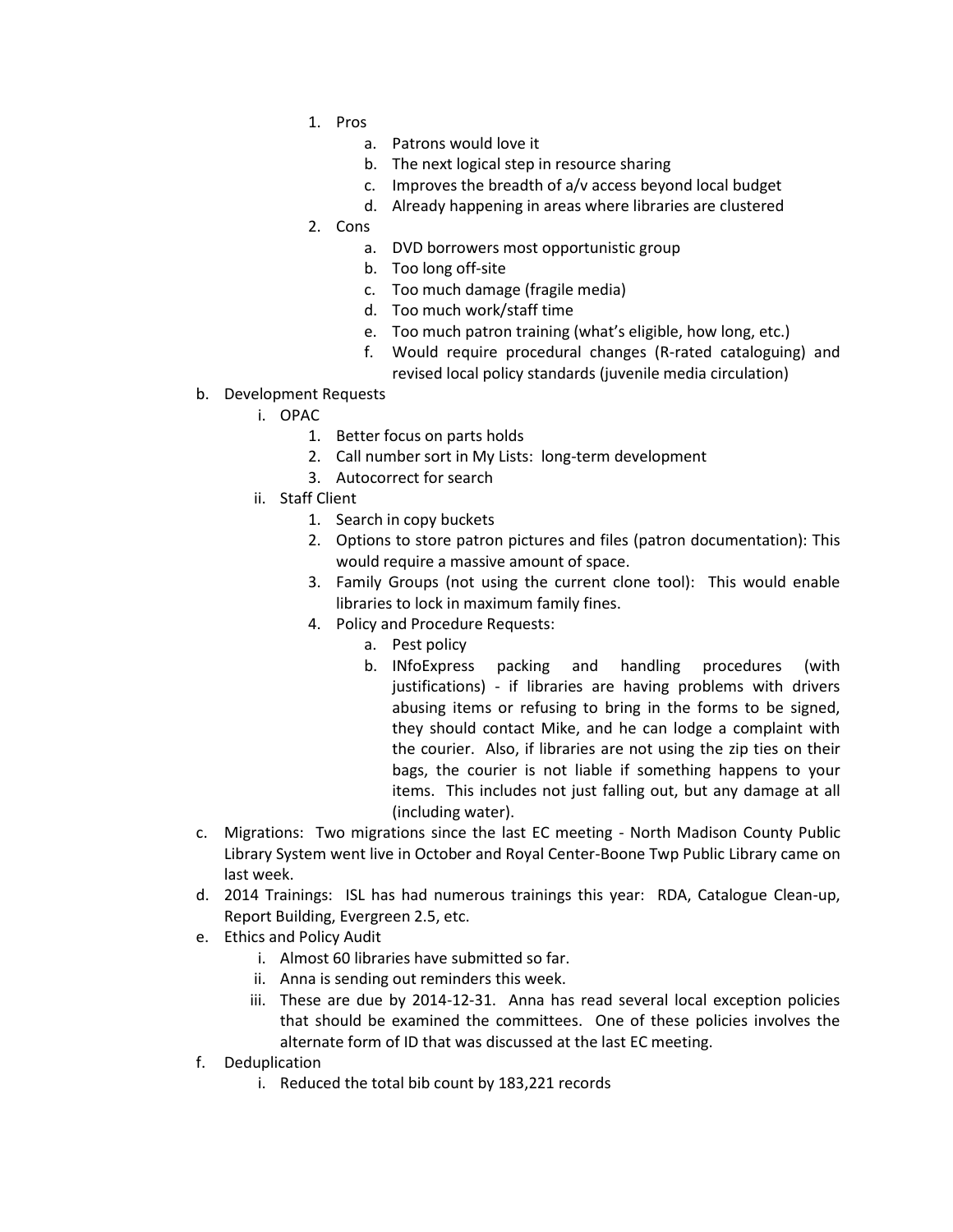1. Pros
   a. Patrons would love it
   b. The next logical step in resource sharing
   c. Improves the breadth of a/v access beyond local budget
   d. Already happening in areas where libraries are clustered
2. Cons
   a. DVD borrowers most opportunistic group
   b. Too long off-site
   c. Too much damage (fragile media)
   d. Too much work/staff time
   e. Too much patron training (what's eligible, how long, etc.)
   f. Would require procedural changes (R-rated cataloguing) and revised local policy standards (juvenile media circulation)

b. Development Requests
   i. OPAC
      1. Better focus on parts holds
      2. Call number sort in My Lists: long-term development
      3. Autocorrect for search
   ii. Staff Client
      1. Search in copy buckets
      2. Options to store patron pictures and files (patron documentation): This would require a massive amount of space.
      3. Family Groups (not using the current clone tool): This would enable libraries to lock in maximum family fines.
      4. Policy and Procedure Requests:
         a. Pest policy
         b. INfoExpress packing and handling procedures (with justifications) - if libraries are having problems with drivers abusing items or refusing to bring in the forms to be signed, they should contact Mike, and he can lodge a complaint with the courier. Also, if libraries are not using the zip ties on their bags, the courier is not liable if something happens to your items. This includes not just falling out, but any damage at all (including water).

c. Migrations: Two migrations since the last EC meeting - North Madison County Public Library System went live in October and Royal Center-Boone Twp Public Library came on last week.

d. 2014 Trainings: ISL has had numerous trainings this year: RDA, Catalogue Clean-up, Report Building, Evergreen 2.5, etc.

e. Ethics and Policy Audit
   i. Almost 60 libraries have submitted so far.
   ii. Anna is sending out reminders this week.
   iii. These are due by 2014-12-31. Anna has read several local exception policies that should be examined the committees. One of these policies involves the alternate form of ID that was discussed at the last EC meeting.

f. Deduplication
   i. Reduced the total bib count by 183,221 records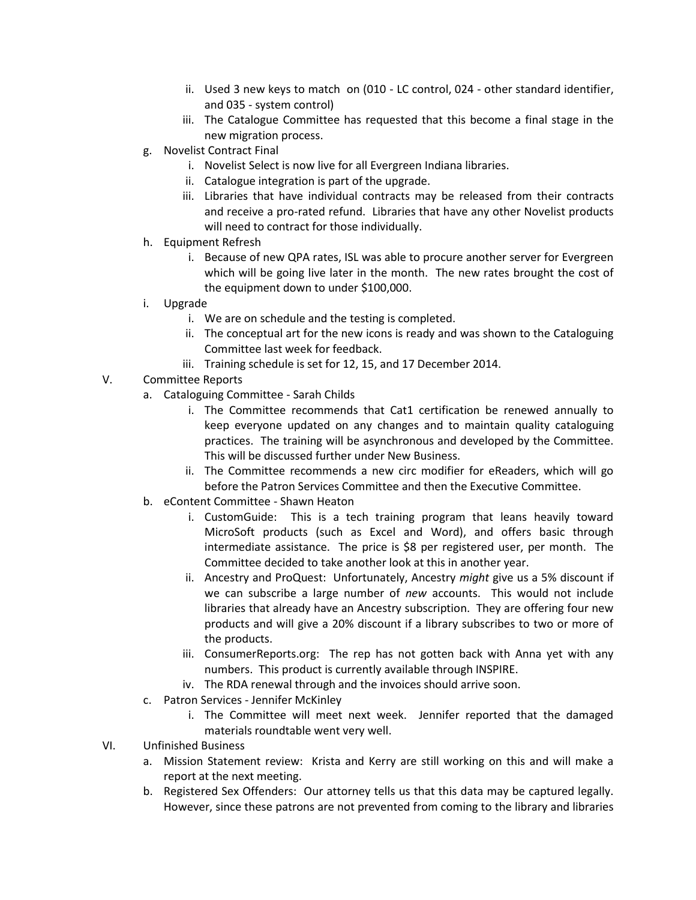- ii. Used 3 new keys to match  on (010 - LC control, 024 - other standard identifier, and 035 - system control)
    - iii. The Catalogue Committee has requested that this become a final stage in the new migration process.
  - g. Novelist Contract Final
    - i. Novelist Select is now live for all Evergreen Indiana libraries.
    - ii. Catalogue integration is part of the upgrade.
    - iii. Libraries that have individual contracts may be released from their contracts and receive a pro-rated refund.  Libraries that have any other Novelist products will need to contract for those individually.
  - h. Equipment Refresh
    - i. Because of new QPA rates, ISL was able to procure another server for Evergreen which will be going live later in the month.  The new rates brought the cost of the equipment down to under $100,000.
  - i. Upgrade
    - i. We are on schedule and the testing is completed.
    - ii. The conceptual art for the new icons is ready and was shown to the Cataloguing Committee last week for feedback.
    - iii. Training schedule is set for 12, 15, and 17 December 2014.

V. Committee Reports
  - a. Cataloguing Committee - Sarah Childs
    - i. The Committee recommends that Cat1 certification be renewed annually to keep everyone updated on any changes and to maintain quality cataloguing practices.  The training will be asynchronous and developed by the Committee.  This will be discussed further under New Business.
    - ii. The Committee recommends a new circ modifier for eReaders, which will go before the Patron Services Committee and then the Executive Committee.
  - b. eContent Committee - Shawn Heaton
    - i. CustomGuide:  This is a tech training program that leans heavily toward MicroSoft products (such as Excel and Word), and offers basic through intermediate assistance.  The price is $8 per registered user, per month.  The Committee decided to take another look at this in another year.
    - ii. Ancestry and ProQuest:  Unfortunately, Ancestry *might* give us a 5% discount if we can subscribe a large number of *new* accounts.  This would not include libraries that already have an Ancestry subscription.  They are offering four new products and will give a 20% discount if a library subscribes to two or more of the products.
    - iii. ConsumerReports.org:  The rep has not gotten back with Anna yet with any numbers.  This product is currently available through INSPIRE.
    - iv. The RDA renewal through and the invoices should arrive soon.
  - c. Patron Services - Jennifer McKinley
    - i. The Committee will meet next week.  Jennifer reported that the damaged materials roundtable went very well.

VI. Unfinished Business
  - a. Mission Statement review:  Krista and Kerry are still working on this and will make a report at the next meeting.
  - b. Registered Sex Offenders:  Our attorney tells us that this data may be captured legally.  However, since these patrons are not prevented from coming to the library and libraries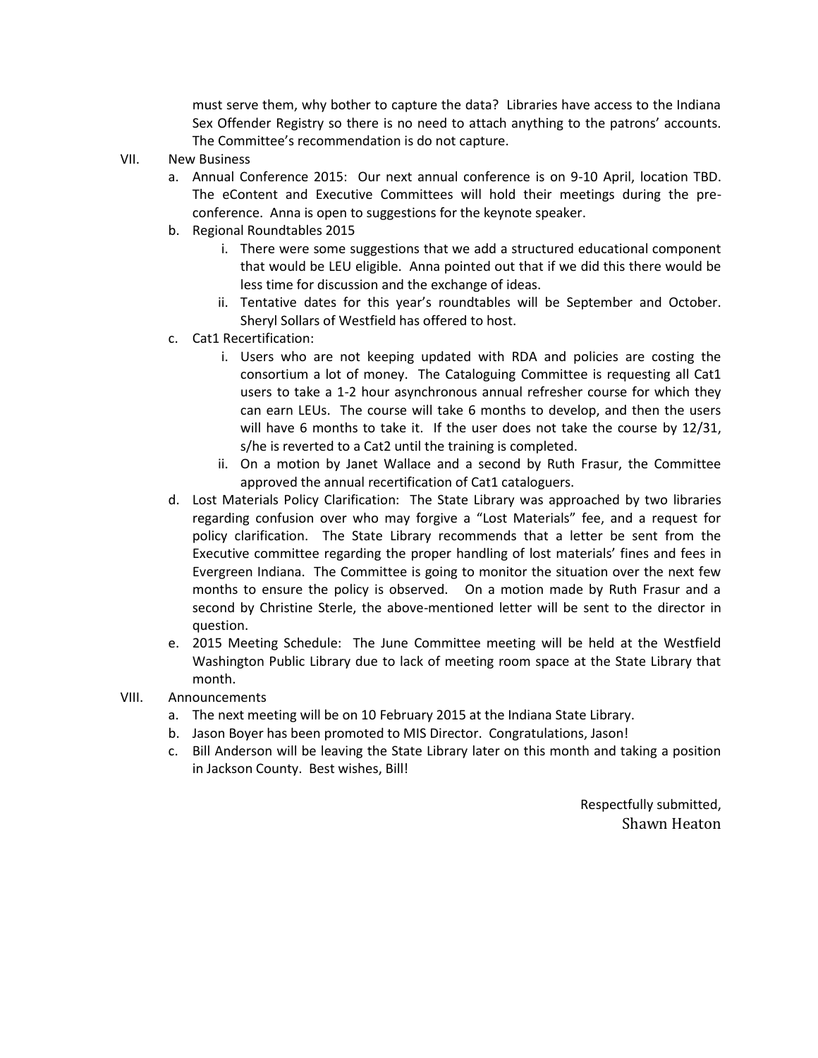must serve them, why bother to capture the data? Libraries have access to the Indiana Sex Offender Registry so there is no need to attach anything to the patrons' accounts. The Committee's recommendation is do not capture.

VII. New Business

   a. Annual Conference 2015: Our next annual conference is on 9-10 April, location TBD. The eContent and Executive Committees will hold their meetings during the pre-conference. Anna is open to suggestions for the keynote speaker.

   b. Regional Roundtables 2015

      i. There were some suggestions that we add a structured educational component that would be LEU eligible. Anna pointed out that if we did this there would be less time for discussion and the exchange of ideas.

      ii. Tentative dates for this year's roundtables will be September and October. Sheryl Sollars of Westfield has offered to host.

   c. Cat1 Recertification:

      i. Users who are not keeping updated with RDA and policies are costing the consortium a lot of money. The Cataloguing Committee is requesting all Cat1 users to take a 1-2 hour asynchronous annual refresher course for which they can earn LEUs. The course will take 6 months to develop, and then the users will have 6 months to take it. If the user does not take the course by 12/31, s/he is reverted to a Cat2 until the training is completed.

      ii. On a motion by Janet Wallace and a second by Ruth Frasur, the Committee approved the annual recertification of Cat1 cataloguers.

   d. Lost Materials Policy Clarification: The State Library was approached by two libraries regarding confusion over who may forgive a "Lost Materials" fee, and a request for policy clarification. The State Library recommends that a letter be sent from the Executive committee regarding the proper handling of lost materials' fines and fees in Evergreen Indiana. The Committee is going to monitor the situation over the next few months to ensure the policy is observed. On a motion made by Ruth Frasur and a second by Christine Sterle, the above-mentioned letter will be sent to the director in question.

   e. 2015 Meeting Schedule: The June Committee meeting will be held at the Westfield Washington Public Library due to lack of meeting room space at the State Library that month.

VIII. Announcements

   a. The next meeting will be on 10 February 2015 at the Indiana State Library.

   b. Jason Boyer has been promoted to MIS Director. Congratulations, Jason!

   c. Bill Anderson will be leaving the State Library later on this month and taking a position in Jackson County. Best wishes, Bill!

Respectfully submitted,
Shawn Heaton